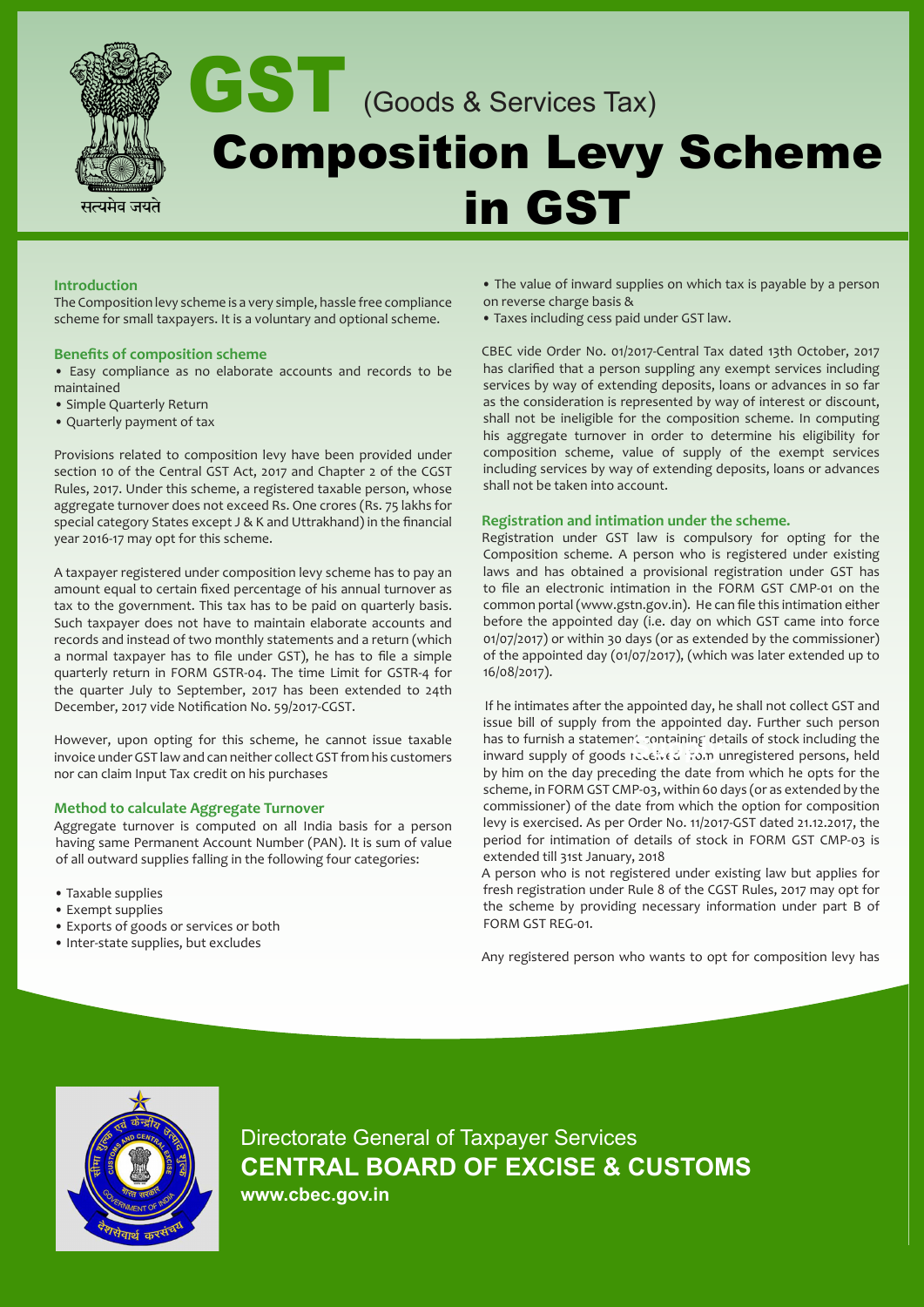# GST (Goods & Services Tax)

# Composition Levy Scheme in GST

## Introduction

The Composition levy scheme is a very simple, hassle free compliance scheme for small taxpayers. It is a voluntary and optional scheme.

## Benefits of composition scheme

- Easy compliance as no elaborate accounts and records to be maintained
- Simple Quarterly Return
- Quarterly payment of tax

Provisions related to composition levy have been provided under section 10 of the Central GST Act, 2017 and Chapter 2 of the CGST Rules, 2017. Under this scheme, a registered taxable person, whose aggregate turnover does not exceed Rs. One crores (Rs. 75 lakhs for special category States except J & K and Uttrakhand) in the financial year 2016-17 may opt for this scheme.

A taxpayer registered under composition levy scheme has to pay an amount equal to certain fixed percentage of his annual turnover as tax to the government. This tax has to be paid on quarterly basis. Such taxpayer does not have to maintain elaborate accounts and records and instead of two monthly statements and a return (which a normal taxpayer has to file under GST), he has to file a simple quarterly return in FORM GSTR-04. The time Limit for GSTR-4 for the quarter July to September, 2017 has been extended to 24th December, 2017 vide Notification No. 59/2017-CGST.

However, upon opting for this scheme, he cannot issue taxable invoice under GST law and can neither collect GST from his customers nor can claim Input Tax credit on his purchases

## Method to calculate Aggregate Turnover

Aggregate turnover is computed on all India basis for a person having same Permanent Account Number (PAN). It is sum of value of all outward supplies falling in the following four categories:

- Taxable supplies
- Exempt supplies
- Exports of goods or services or both
- Inter-state supplies, but excludes
- The value of inward supplies on which tax is payable by a person on reverse charge basis &
- Taxes including cess paid under GST law.

CBEC vide Order No. 01/2017-Central Tax dated 13th October, 2017 has clarified that a person suppling any exempt services including services by way of extending deposits, loans or advances in so far as the consideration is represented by way of interest or discount, shall not be ineligible for the composition scheme. In computing his aggregate turnover in order to determine his eligibility for composition scheme, value of supply of the exempt services including services by way of extending deposits, loans or advances shall not be taken into account.

## Registration and intimation under the scheme.

Registration under GST law is compulsory for opting for the Composition scheme. A person who is registered under existing laws and has obtained a provisional registration under GST has to file an electronic intimation in the FORM GST CMP-01 on the common portal (www.gstn.gov.in). He can file this intimation either before the appointed day (i.e. day on which GST came into force 01/07/2017) or within 30 days (or as extended by the commissioner) of the appointed day (01/07/2017), (which was later extended up to 16/08/2017).

If he intimates after the appointed day, he shall not collect GST and issue bill of supply from the appointed day. Further such person has to furnish a statement containing details of stock including the inward supply of goods received from unregistered persons, held by him on the day preceding the date from which he opts for the scheme, in FORM GST CMP-03, within 60 days (or as extended by the commissioner) of the date from which the option for composition levy is exercised. As per Order No. 11/2017-GST dated 21.12.2017, the period for intimation of details of stock in FORM GST CMP-03 is extended till 31st January, 2018

A person who is not registered under existing law but applies for fresh registration under Rule 8 of the CGST Rules, 2017 may opt for the scheme by providing necessary information under part B of FORM GST REG-01.

Any registered person who wants to opt for composition levy has

Directorate General of Taxpayer Services

**CENTRAL BOARD OF EXCISE & CUSTOMS**

**www.cbec.gov.in**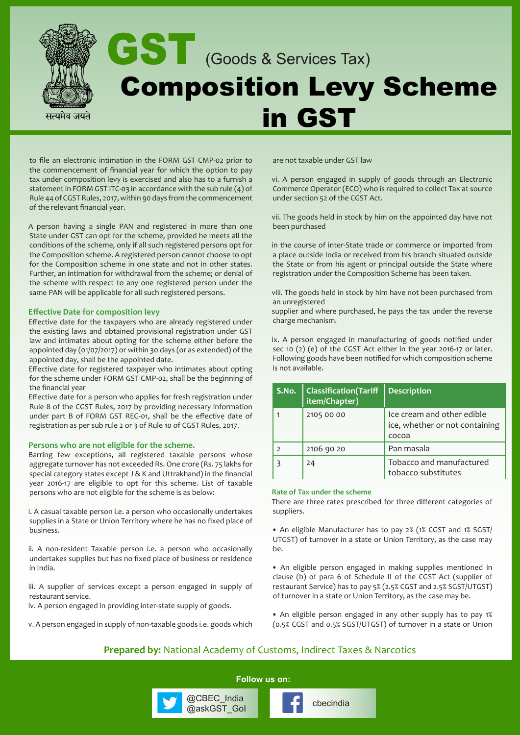# GST (Goods & Services Tax)

# Composition Levy Scheme in GST

to file an electronic intimation in the FORM GST CMP-02 prior to the commencement of financial year for which the option to pay tax under composition levy is exercised and also has to a furnish a statement in FORM GST ITC-03 in accordance with the sub rule (4) of Rule 44 of CGST Rules, 2017, within 90 days from the commencement of the relevant financial year.

A person having a single PAN and registered in more than one State under GST can opt for the scheme, provided he meets all the conditions of the scheme, only if all such registered persons opt for the Composition scheme. A registered person cannot choose to opt for the Composition scheme in one state and not in other states. Further, an intimation for withdrawal from the scheme; or denial of the scheme with respect to any one registered person under the same PAN will be applicable for all such registered persons.

### Effective Date for composition levy

Effective date for the taxpayers who are already registered under the existing laws and obtained provisional registration under GST law and intimates about opting for the scheme either before the appointed day (01/07/2017) or within 30 days (or as extended) of the appointed day, shall be the appointed date.

Effective date for registered taxpayer who intimates about opting for the scheme under FORM GST CMP-02, shall be the beginning of the financial year

Effective date for a person who applies for fresh registration under Rule 8 of the CGST Rules, 2017 by providing necessary information under part B of FORM GST REG-01, shall be the effective date of registration as per sub rule 2 or 3 of Rule 10 of CGST Rules, 2017.

### Persons who are not eligible for the scheme.

Barring few exceptions, all registered taxable persons whose aggregate turnover has not exceeded Rs. One crore (Rs. 75 lakhs for special category states except J & K and Uttrakhand) in the financial year 2016-17 are eligible to opt for this scheme. List of taxable persons who are not eligible for the scheme is as below:

i. A casual taxable person i.e. a person who occasionally undertakes supplies in a State or Union Territory where he has no fixed place of business.

ii. A non-resident Taxable person i.e. a person who occasionally undertakes supplies but has no fixed place of business or residence in India.

iii. A supplier of services except a person engaged in supply of restaurant service.

iv. A person engaged in providing inter-state supply of goods.

v. A person engaged in supply of non-taxable goods i.e. goods which are not taxable under GST law

vi. A person engaged in supply of goods through an Electronic Commerce Operator (ECO) who is required to collect Tax at source under section 52 of the CGST Act.

vii. The goods held in stock by him on the appointed day have not been purchased

in the course of inter-State trade or commerce or imported from a place outside India or received from his branch situated outside the State or from his agent or principal outside the State where registration under the Composition Scheme has been taken.

viii. The goods held in stock by him have not been purchased from an unregistered supplier and where purchased, he pays the tax under the reverse charge mechanism.

ix. A person engaged in manufacturing of goods notified under sec 10 (2) (e) of the CGST Act either in the year 2016-17 or later. Following goods have been notified for which composition scheme is not available.

| S.No. | Classification(Tariff item/Chapter) | Description |
|---|---|---|
| 1 | 2105 00 00 | Ice cream and other edible ice, whether or not containing cocoa |
| 2 | 2106 90 20 | Pan masala |
| 3 | 24 | Tobacco and manufactured tobacco substitutes |

### Rate of Tax under the scheme

There are three rates prescribed for three different categories of suppliers.

- An eligible Manufacturer has to pay 2% (1% CGST and 1% SGST/UTGST) of turnover in a state or Union Territory, as the case may be.

- An eligible person engaged in making supplies mentioned in clause (b) of para 6 of Schedule II of the CGST Act (supplier of restaurant Service) has to pay 5% (2.5% CGST and 2.5% SGST/UTGST) of turnover in a state or Union Territory, as the case may be.

- An eligible person engaged in any other supply has to pay 1% (0.5% CGST and 0.5% SGST/UTGST) of turnover in a state or Union

**Prepared by:** National Academy of Customs, Indirect Taxes & Narcotics

**Follow us on:**

@CBEC_India
@askGST_GoI

cbecindia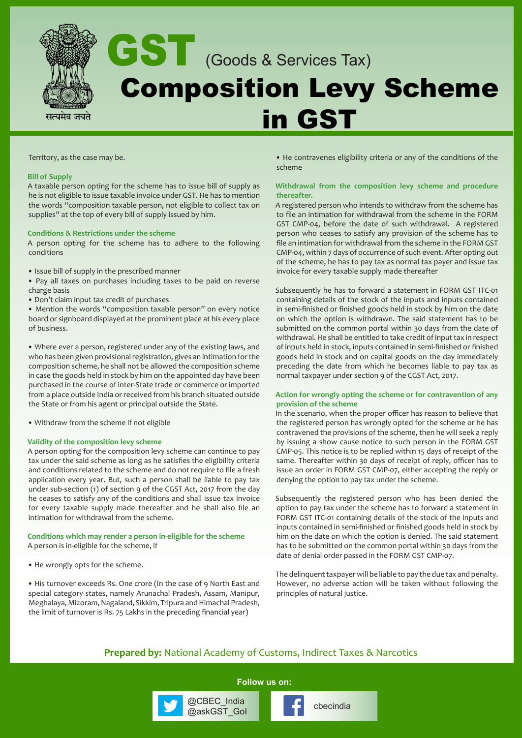# GST (Goods & Services Tax)

# Composition Levy Scheme in GST

Territory, as the case may be.

### Bill of Supply

A taxable person opting for the scheme has to issue bill of supply as he is not eligible to issue taxable invoice under GST. He has to mention the words "composition taxable person, not eligible to collect tax on supplies" at the top of every bill of supply issued by him.

### Conditions & Restrictions under the scheme

A person opting for the scheme has to adhere to the following conditions

- Issue bill of supply in the prescribed manner
- Pay all taxes on purchases including taxes to be paid on reverse charge basis
- Don't claim input tax credit of purchases
- Mention the words "composition taxable person" on every notice board or signboard displayed at the prominent place at his every place of business.

- Where ever a person, registered under any of the existing laws, and who has been given provisional registration, gives an intimation for the composition scheme, he shall not be allowed the composition scheme in case the goods held in stock by him on the appointed day have been purchased in the course of inter-State trade or commerce or imported from a place outside India or received from his branch situated outside the State or from his agent or principal outside the State.

- Withdraw from the scheme if not eligible

### Validity of the composition levy scheme

A person opting for the composition levy scheme can continue to pay tax under the said scheme as long as he satisfies the eligibility criteria and conditions related to the scheme and do not require to file a fresh application every year. But, such a person shall be liable to pay tax under sub-section (1) of section 9 of the CGST Act, 2017 from the day he ceases to satisfy any of the conditions and shall issue tax invoice for every taxable supply made thereafter and he shall also file an intimation for withdrawal from the scheme.

### Conditions which may render a person in-eligible for the scheme

A person is in-eligible for the scheme, if

- He wrongly opts for the scheme.

- His turnover exceeds Rs. One crore (In the case of 9 North East and special category states, namely Arunachal Pradesh, Assam, Manipur, Meghalaya, Mizoram, Nagaland, Sikkim, Tripura and Himachal Pradesh, the limit of turnover is Rs. 75 Lakhs in the preceding financial year)

- He contravenes eligibility criteria or any of the conditions of the scheme

### Withdrawal from the composition levy scheme and procedure thereafter.

A registered person who intends to withdraw from the scheme has to file an intimation for withdrawal from the scheme in the FORM GST CMP-04, before the date of such withdrawal. A registered person who ceases to satisfy any provision of the scheme has to file an intimation for withdrawal from the scheme in the FORM GST CMP-04, within 7 days of occurrence of such event. After opting out of the scheme, he has to pay tax as normal tax payer and issue tax invoice for every taxable supply made thereafter

Subsequently he has to forward a statement in FORM GST ITC-01 containing details of the stock of the inputs and inputs contained in semi-finished or finished goods held in stock by him on the date on which the option is withdrawn. The said statement has to be submitted on the common portal within 30 days from the date of withdrawal. He shall be entitled to take credit of input tax in respect of inputs held in stock, inputs contained in semi-finished or finished goods held in stock and on capital goods on the day immediately preceding the date from which he becomes liable to pay tax as normal taxpayer under section 9 of the CGST Act, 2017.

### Action for wrongly opting the scheme or for contravention of any provision of the scheme

In the scenario, when the proper officer has reason to believe that the registered person has wrongly opted for the scheme or he has contravened the provisions of the scheme, then he will seek a reply by issuing a show cause notice to such person in the FORM GST CMP-05. This notice is to be replied within 15 days of receipt of the same. Thereafter within 30 days of receipt of reply, officer has to issue an order in FORM GST CMP-07, either accepting the reply or denying the option to pay tax under the scheme.

Subsequently the registered person who has been denied the option to pay tax under the scheme has to forward a statement in FORM GST ITC-01 containing details of the stock of the inputs and inputs contained in semi-finished or finished goods held in stock by him on the date on which the option is denied. The said statement has to be submitted on the common portal within 30 days from the date of denial order passed in the FORM GST CMP-07.

The delinquent taxpayer will be liable to pay the due tax and penalty. However, no adverse action will be taken without following the principles of natural justice.

**Prepared by:** National Academy of Customs, Indirect Taxes & Narcotics

**Follow us on:**

@CBEC_India
@askGST_GoI

cbecindia